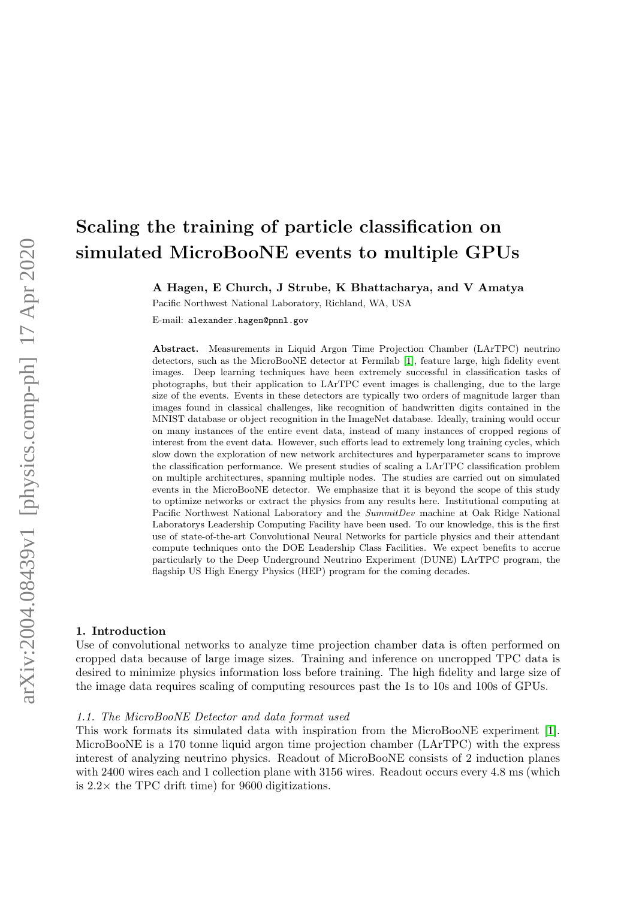# Scaling the training of particle classification on simulated MicroBooNE events to multiple GPUs

**A Hagen, E Church, J Strube, K Bhattacharya, and V Amatya**

Pacific Northwest National Laboratory, Richland, WA, USA

E-mail: `alexander.hagen@pnnl.gov`

**Abstract.** Measurements in Liquid Argon Time Projection Chamber (LArTPC) neutrino detectors, such as the MicroBooNE detector at Fermilab [1], feature large, high fidelity event images. Deep learning techniques have been extremely successful in classification tasks of photographs, but their application to LArTPC event images is challenging, due to the large size of the events. Events in these detectors are typically two orders of magnitude larger than images found in classical challenges, like recognition of handwritten digits contained in the MNIST database or object recognition in the ImageNet database. Ideally, training would occur on many instances of the entire event data, instead of many instances of cropped regions of interest from the event data. However, such efforts lead to extremely long training cycles, which slow down the exploration of new network architectures and hyperparameter scans to improve the classification performance. We present studies of scaling a LArTPC classification problem on multiple architectures, spanning multiple nodes. The studies are carried out on simulated events in the MicroBooNE detector. We emphasize that it is beyond the scope of this study to optimize networks or extract the physics from any results here. Institutional computing at Pacific Northwest National Laboratory and the *SummitDev* machine at Oak Ridge National Laboratorys Leadership Computing Facility have been used. To our knowledge, this is the first use of state-of-the-art Convolutional Neural Networks for particle physics and their attendant compute techniques onto the DOE Leadership Class Facilities. We expect benefits to accrue particularly to the Deep Underground Neutrino Experiment (DUNE) LArTPC program, the flagship US High Energy Physics (HEP) program for the coming decades.

## 1. Introduction

Use of convolutional networks to analyze time projection chamber data is often performed on cropped data because of large image sizes. Training and inference on uncropped TPC data is desired to minimize physics information loss before training. The high fidelity and large size of the image data requires scaling of computing resources past the 1s to 10s and 100s of GPUs.

### *1.1. The MicroBooNE Detector and data format used*

This work formats its simulated data with inspiration from the MicroBooNE experiment [1]. MicroBooNE is a 170 tonne liquid argon time projection chamber (LArTPC) with the express interest of analyzing neutrino physics. Readout of MicroBooNE consists of 2 induction planes with 2400 wires each and 1 collection plane with 3156 wires. Readout occurs every 4.8 ms (which is $2.2\times$ the TPC drift time) for 9600 digitizations.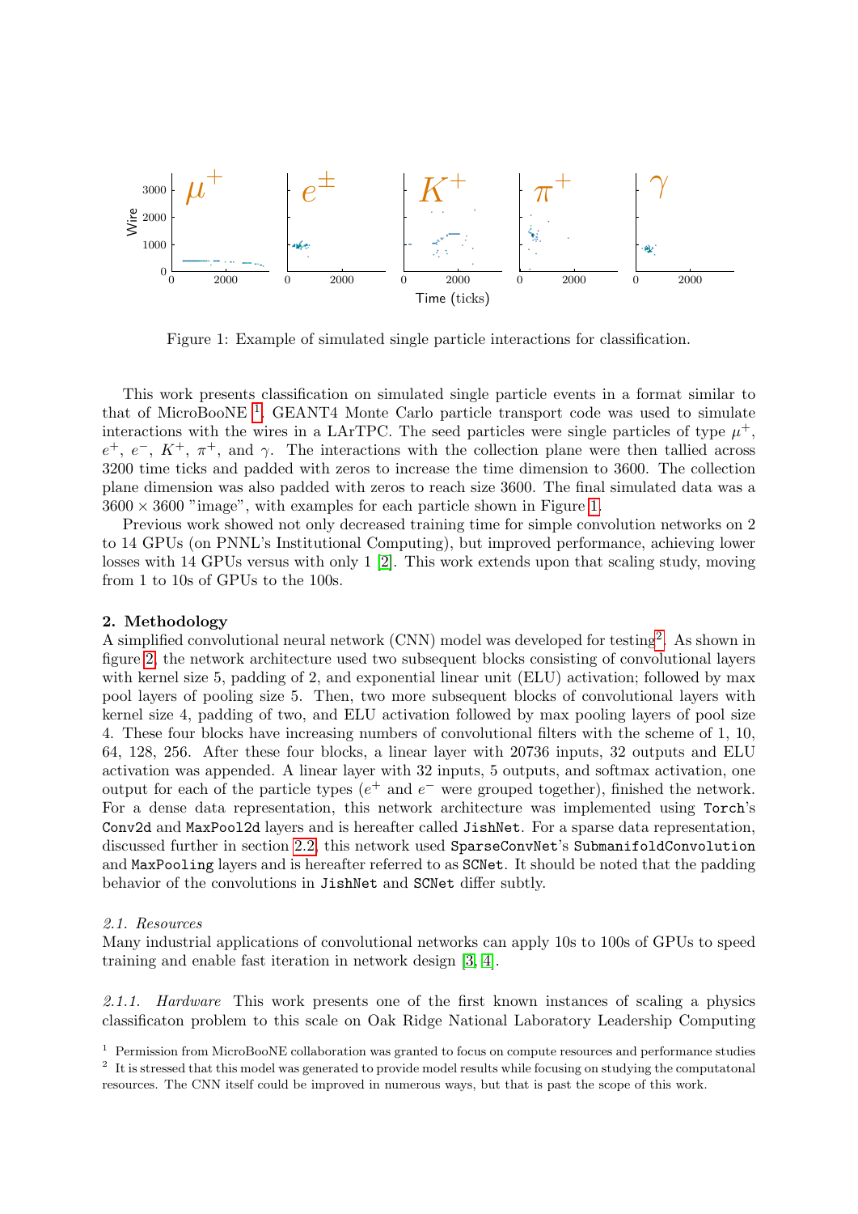Figure 1: Example of simulated single particle interactions for classification.

This work presents classification on simulated single particle events in a format similar to that of MicroBooNE [1]. GEANT4 Monte Carlo particle transport code was used to simulate interactions with the wires in a LArTPC. The seed particles were single particles of type $\mu^+$, $e^+$, $e^-$, $K^+$, $\pi^+$, and $\gamma$. The interactions with the collection plane were then tallied across 3200 time ticks and padded with zeros to increase the time dimension to 3600. The collection plane dimension was also padded with zeros to reach size 3600. The final simulated data was a $3600 \times 3600$ "image", with examples for each particle shown in Figure 1.

Previous work showed not only decreased training time for simple convolution networks on 2 to 14 GPUs (on PNNL's Institutional Computing), but improved performance, achieving lower losses with 14 GPUs versus with only 1 [2]. This work extends upon that scaling study, moving from 1 to 10s of GPUs to the 100s.

## 2. Methodology

A simplified convolutional neural network (CNN) model was developed for testing[2]. As shown in figure 2, the network architecture used two subsequent blocks consisting of convolutional layers with kernel size 5, padding of 2, and exponential linear unit (ELU) activation; followed by max pool layers of pooling size 5. Then, two more subsequent blocks of convolutional layers with kernel size 4, padding of two, and ELU activation followed by max pooling layers of pool size 4. These four blocks have increasing numbers of convolutional filters with the scheme of 1, 10, 64, 128, 256. After these four blocks, a linear layer with 20736 inputs, 32 outputs and ELU activation was appended. A linear layer with 32 inputs, 5 outputs, and softmax activation, one output for each of the particle types ($e^+$ and $e^-$ were grouped together), finished the network. For a dense data representation, this network architecture was implemented using `Torch`'s `Conv2d` and `MaxPool2d` layers and is hereafter called `JishNet`. For a sparse data representation, discussed further in section 2.2, this network used `SparseConvNet`'s `SubmanifoldConvolution` and `MaxPooling` layers and is hereafter referred to as `SCNet`. It should be noted that the padding behavior of the convolutions in `JishNet` and `SCNet` differ subtly.

### 2.1. Resources

Many industrial applications of convolutional networks can apply 10s to 100s of GPUs to speed training and enable fast iteration in network design [3, 4].

*2.1.1. Hardware* This work presents one of the first known instances of scaling a physics classificaton problem to this scale on Oak Ridge National Laboratory Leadership Computing

[1] Permission from MicroBooNE collaboration was granted to focus on compute resources and performance studies

[2] It is stressed that this model was generated to provide model results while focusing on studying the computatonal resources. The CNN itself could be improved in numerous ways, but that is past the scope of this work.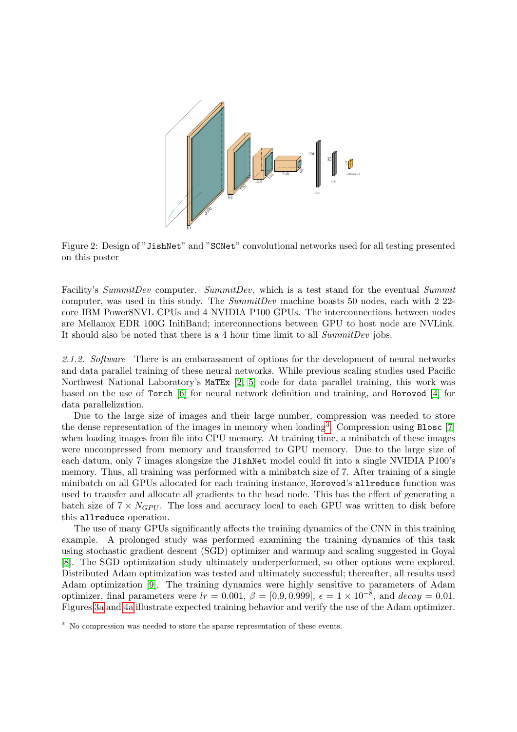Figure 2: Design of "JishNet" and "SCNet" convolutional networks used for all testing presented on this poster

Facility's *SummitDev* computer. *SummitDev*, which is a test stand for the eventual *Summit* computer, was used in this study. The *SummitDev* machine boasts 50 nodes, each with 2 22-core IBM Power8NVL CPUs and 4 NVIDIA P100 GPUs. The interconnections between nodes are Mellanox EDR 100G InifiBand; interconnections between GPU to host node are NVLink. It should also be noted that there is a 4 hour time limit to all *SummitDev* jobs.

*2.1.2. Software* There is an embarassment of options for the development of neural networks and data parallel training of these neural networks. While previous scaling studies used Pacific Northwest National Laboratory's `MaTEx` [2, 5] code for data parallel training, this work was based on the use of `Torch` [6] for neural network definition and training, and `Horovod` [4] for data parallelization.

Due to the large size of images and their large number, compression was needed to store the dense representation of the images in memory when loading[3]. Compression using `Blosc` [7] when loading images from file into CPU memory. At training time, a minibatch of these images were uncompressed from memory and transferred to GPU memory. Due to the large size of each datum, only 7 images alongsize the `JishNet` model could fit into a single NVIDIA P100's memory. Thus, all training was performed with a minibatch size of 7. After training of a single minibatch on all GPUs allocated for each training instance, `Horovod`'s `allreduce` function was used to transfer and allocate all gradients to the head node. This has the effect of generating a batch size of $7 \times N_{GPU}$. The loss and accuracy local to each GPU was written to disk before this `allreduce` operation.

The use of many GPUs significantly affects the training dynamics of the CNN in this training example. A prolonged study was performed examining the training dynamics of this task using stochastic gradient descent (SGD) optimizer and warmup and scaling suggested in Goyal [8]. The SGD optimization study ultimately underperformed, so other options were explored. Distributed Adam optimization was tested and ultimately successful; thereafter, all results used Adam optimization [9]. The training dynamics were highly sensitive to parameters of Adam optimizer, final parameters were $lr = 0.001$, $\beta = [0.9, 0.999]$, $\epsilon = 1 \times 10^{-8}$, and $decay = 0.01$. Figures 3a and 4a illustrate expected training behavior and verify the use of the Adam optimizer.

[3] No compression was needed to store the sparse representation of these events.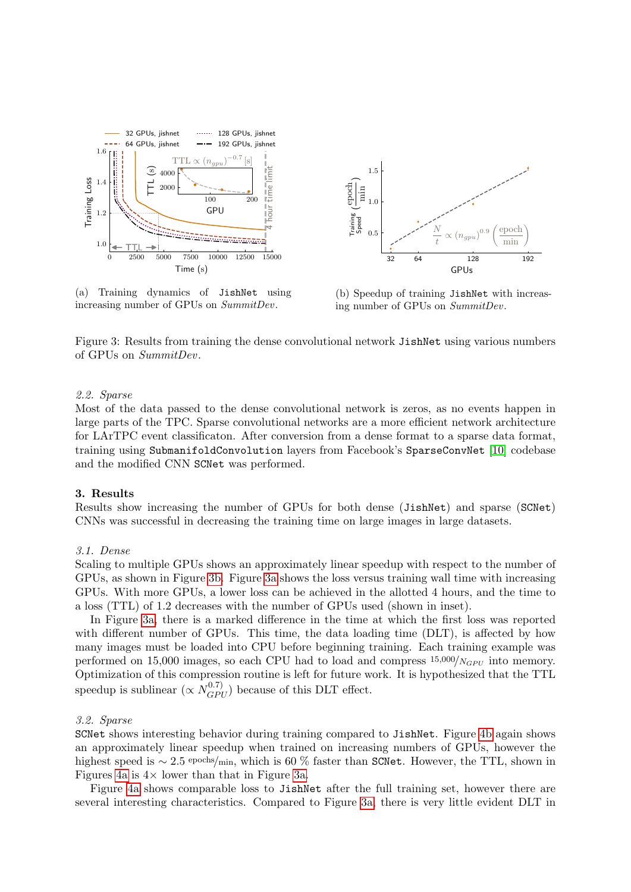(a) Training dynamics of `JishNet` using increasing number of GPUs on *SummitDev*.

(b) Speedup of training `JishNet` with increasing number of GPUs on *SummitDev*.

Figure 3: Results from training the dense convolutional network `JishNet` using various numbers of GPUs on *SummitDev*.

### *2.2. Sparse*

Most of the data passed to the dense convolutional network is zeros, as no events happen in large parts of the TPC. Sparse convolutional networks are a more efficient network architecture for LArTPC event classificaton. After conversion from a dense format to a sparse data format, training using `SubmanifoldConvolution` layers from Facebook's `SparseConvNet` [10] codebase and the modified CNN `SCNet` was performed.

## 3. Results

Results show increasing the number of GPUs for both dense (`JishNet`) and sparse (`SCNet`) CNNs was successful in decreasing the training time on large images in large datasets.

### *3.1. Dense*

Scaling to multiple GPUs shows an approximately linear speedup with respect to the number of GPUs, as shown in Figure 3b. Figure 3a shows the loss versus training wall time with increasing GPUs. With more GPUs, a lower loss can be achieved in the allotted 4 hours, and the time to a loss (TTL) of 1.2 decreases with the number of GPUs used (shown in inset).

In Figure 3a, there is a marked difference in the time at which the first loss was reported with different number of GPUs. This time, the data loading time (DLT), is affected by how many images must be loaded into CPU before beginning training. Each training example was performed on 15,000 images, so each CPU had to load and compress $^{15{,}000}/_{N_{GPU}}$ into memory. Optimization of this compression routine is left for future work. It is hypothesized that the TTL speedup is sublinear ($\propto N_{GPU}^{0.7)}$) because of this DLT effect.

### *3.2. Sparse*

`SCNet` shows interesting behavior during training compared to `JishNet`. Figure 4b again shows an approximately linear speedup when trained on increasing numbers of GPUs, however the highest speed is $\sim 2.5$ $^{\text{epochs}}/_{\text{min}}$, which is 60 % faster than `SCNet`. However, the TTL, shown in Figures 4a is 4× lower than that in Figure 3a.

Figure 4a shows comparable loss to `JishNet` after the full training set, however there are several interesting characteristics. Compared to Figure 3a, there is very little evident DLT in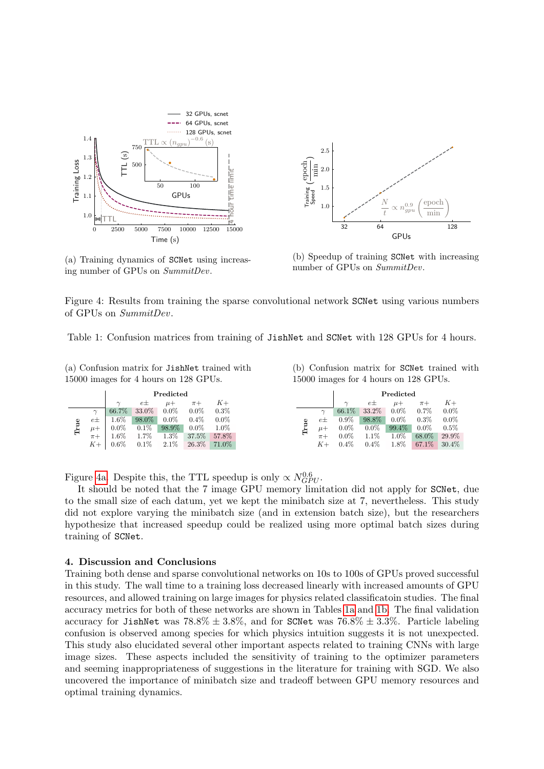(a) Training dynamics of SCNet using increasing number of GPUs on *SummitDev*.

(b) Speedup of training SCNet with increasing number of GPUs on *SummitDev*.

Figure 4: Results from training the sparse convolutional network SCNet using various numbers of GPUs on *SummitDev*.

Table 1: Confusion matrices from training of JishNet and SCNet with 128 GPUs for 4 hours.

(a) Confusion matrix for JishNet trained with 15000 images for 4 hours on 128 GPUs.

| | | Predicted | | | | |
|---|---|---|---|---|---|---|
| | | $\gamma$ | $e\pm$ | $\mu+$ | $\pi+$ | $K+$ |
| True | $\gamma$ | 66.7% | 33.0% | 0.0% | 0.0% | 0.3% |
| | $e\pm$ | 1.6% | 98.0% | 0.0% | 0.4% | 0.0% |
| | $\mu+$ | 0.0% | 0.1% | 98.9% | 0.0% | 1.0% |
| | $\pi+$ | 1.6% | 1.7% | 1.3% | 37.5% | 57.8% |
| | $K+$ | 0.6% | 0.1% | 2.1% | 26.3% | 71.0% |

(b) Confusion matrix for SCNet trained with 15000 images for 4 hours on 128 GPUs.

| | | Predicted | | | | |
|---|---|---|---|---|---|---|
| | | $\gamma$ | $e\pm$ | $\mu+$ | $\pi+$ | $K+$ |
| True | $\gamma$ | 66.1% | 33.2% | 0.0% | 0.7% | 0.0% |
| | $e\pm$ | 0.9% | 98.8% | 0.0% | 0.3% | 0.0% |
| | $\mu+$ | 0.0% | 0.0% | 99.4% | 0.0% | 0.5% |
| | $\pi+$ | 0.0% | 1.1% | 1.0% | 68.0% | 29.9% |
| | $K+$ | 0.4% | 0.4% | 1.8% | 67.1% | 30.4% |

Figure 4a. Despite this, the TTL speedup is only $\propto N_{GPU}^{0.6}$.

It should be noted that the 7 image GPU memory limitation did not apply for SCNet, due to the small size of each datum, yet we kept the minibatch size at 7, nevertheless. This study did not explore varying the minibatch size (and in extension batch size), but the researchers hypothesize that increased speedup could be realized using more optimal batch sizes during training of SCNet.

## 4. Discussion and Conclusions

Training both dense and sparse convolutional networks on 10s to 100s of GPUs proved successful in this study. The wall time to a training loss decreased linearly with increased amounts of GPU resources, and allowed training on large images for physics related classificatoin studies. The final accuracy metrics for both of these networks are shown in Tables 1a and 1b. The final validation accuracy for JishNet was $78.8\% \pm 3.8\%$, and for SCNet was $76.8\% \pm 3.3\%$. Particle labeling confusion is observed among species for which physics intuition suggests it is not unexpected. This study also elucidated several other important aspects related to training CNNs with large image sizes. These aspects included the sensitivity of training to the optimizer parameters and seeming inappropriateness of suggestions in the literature for training with SGD. We also uncovered the importance of minibatch size and tradeoff between GPU memory resources and optimal training dynamics.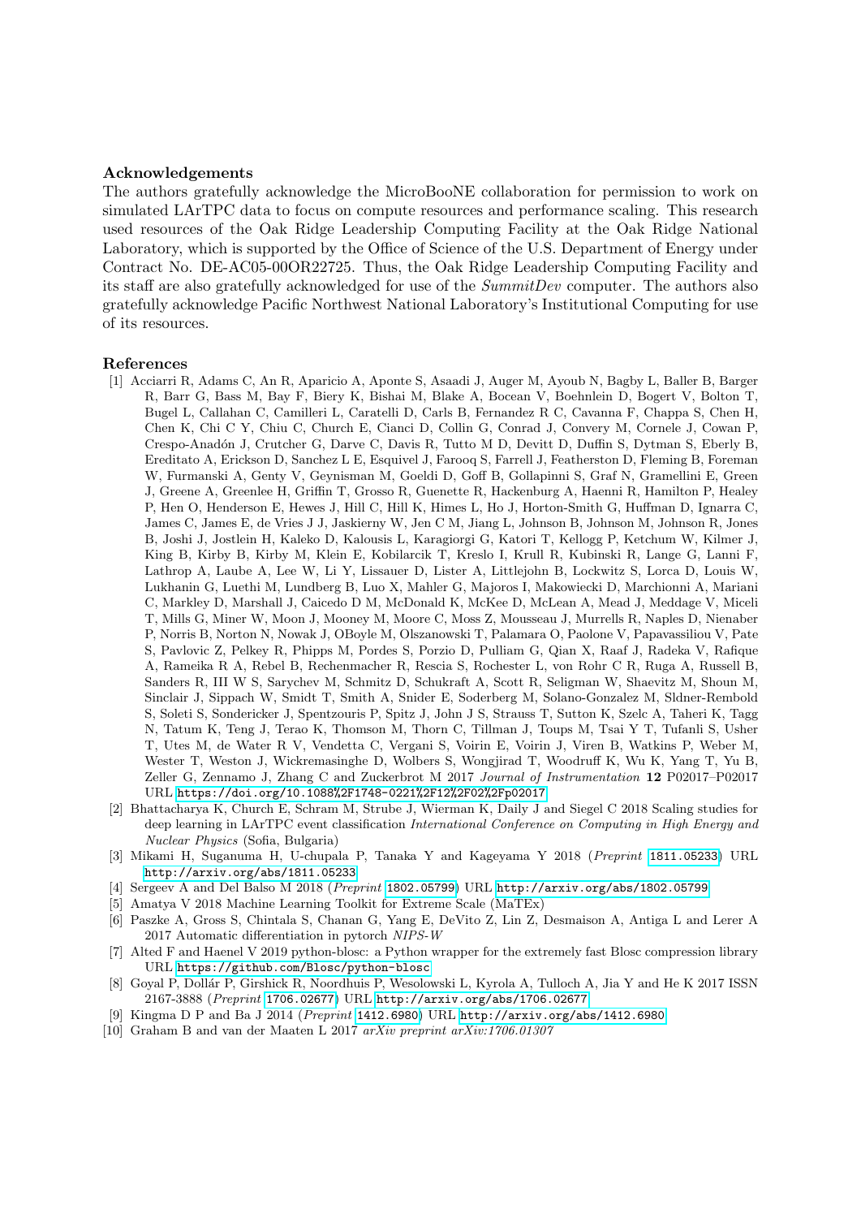## Acknowledgements

The authors gratefully acknowledge the MicroBooNE collaboration for permission to work on simulated LArTPC data to focus on compute resources and performance scaling. This research used resources of the Oak Ridge Leadership Computing Facility at the Oak Ridge National Laboratory, which is supported by the Office of Science of the U.S. Department of Energy under Contract No. DE-AC05-00OR22725. Thus, the Oak Ridge Leadership Computing Facility and its staff are also gratefully acknowledged for use of the *SummitDev* computer. The authors also gratefully acknowledge Pacific Northwest National Laboratory's Institutional Computing for use of its resources.

## References

[1] Acciarri R, Adams C, An R, Aparicio A, Aponte S, Asaadi J, Auger M, Ayoub N, Bagby L, Baller B, Barger R, Barr G, Bass M, Bay F, Biery K, Bishai M, Blake A, Bocean V, Boehnlein D, Bogert V, Bolton T, Bugel L, Callahan C, Camilleri L, Caratelli D, Carls B, Fernandez R C, Cavanna F, Chappa S, Chen H, Chen K, Chi C Y, Chiu C, Church E, Cianci D, Collin G, Conrad J, Convery M, Cornele J, Cowan P, Crespo-Anadón J, Crutcher G, Darve C, Davis R, Tutto M D, Devitt D, Duffin S, Dytman S, Eberly B, Ereditato A, Erickson D, Sanchez L E, Esquivel J, Farooq S, Farrell J, Featherston D, Fleming B, Foreman W, Furmanski A, Genty V, Geynisman M, Goeldi D, Goff B, Gollapinni S, Graf N, Gramellini E, Green J, Greene A, Greenlee H, Griffin T, Grosso R, Guenette R, Hackenburg A, Haenni R, Hamilton P, Healey P, Hen O, Henderson E, Hewes J, Hill C, Hill K, Himes L, Ho J, Horton-Smith G, Huffman D, Ignarra C, James C, James E, de Vries J J, Jaskierny W, Jen C M, Jiang L, Johnson B, Johnson M, Johnson R, Jones B, Joshi J, Jostlein H, Kaleko D, Kalousis L, Karagiorgi G, Katori T, Kellogg P, Ketchum W, Kilmer J, King B, Kirby B, Kirby M, Klein E, Kobilarcik T, Kreslo I, Krull R, Kubinski R, Lange G, Lanni F, Lathrop A, Laube A, Lee W, Li Y, Lissauer D, Lister A, Littlejohn B, Lockwitz S, Lorca D, Louis W, Lukhanin G, Luethi M, Lundberg B, Luo X, Mahler G, Majoros I, Makowiecki D, Marchionni A, Mariani C, Markley D, Marshall J, Caicedo D M, McDonald K, McKee D, McLean A, Mead J, Meddage V, Miceli T, Mills G, Miner W, Moon J, Mooney M, Moore C, Moss Z, Mousseau J, Murrells R, Naples D, Nienaber P, Norris B, Norton N, Nowak J, OBoyle M, Olszanowski T, Palamara O, Paolone V, Papavassiliou V, Pate S, Pavlovic Z, Pelkey R, Phipps M, Pordes S, Porzio D, Pulliam G, Qian X, Raaf J, Radeka V, Rafique A, Rameika R A, Rebel B, Rechenmacher R, Rescia S, Rochester L, von Rohr C R, Ruga A, Russell B, Sanders R, III W S, Sarychev M, Schmitz D, Schukraft A, Scott R, Seligman W, Shaevitz M, Shoun M, Sinclair J, Sippach W, Smidt T, Smith A, Snider E, Soderberg M, Solano-Gonzalez M, Sldner-Rembold S, Soleti S, Sondericker J, Spentzouris P, Spitz J, John J S, Strauss T, Sutton K, Szelc A, Taheri K, Tagg N, Tatum K, Teng J, Terao K, Thomson M, Thorn C, Tillman J, Toups M, Tsai Y T, Tufanli S, Usher T, Utes M, de Water R V, Vendetta C, Vergani S, Voirin E, Voirin J, Viren B, Watkins P, Weber M, Wester T, Weston J, Wickremasinghe D, Wolbers S, Wongjirad T, Woodruff K, Wu K, Yang T, Yu B, Zeller G, Zennamo J, Zhang C and Zuckerbrot M 2017 *Journal of Instrumentation* **12** P02017–P02017 URL https://doi.org/10.1088%2F1748-0221%2F12%2F02%2Fp02017

[2] Bhattacharya K, Church E, Schram M, Strube J, Wierman K, Daily J and Siegel C 2018 Scaling studies for deep learning in LArTPC event classification *International Conference on Computing in High Energy and Nuclear Physics* (Sofia, Bulgaria)

[3] Mikami H, Suganuma H, U-chupala P, Tanaka Y and Kageyama Y 2018 (*Preprint* 1811.05233) URL http://arxiv.org/abs/1811.05233

[4] Sergeev A and Del Balso M 2018 (*Preprint* 1802.05799) URL http://arxiv.org/abs/1802.05799

[5] Amatya V 2018 Machine Learning Toolkit for Extreme Scale (MaTEx)

[6] Paszke A, Gross S, Chintala S, Chanan G, Yang E, DeVito Z, Lin Z, Desmaison A, Antiga L and Lerer A 2017 Automatic differentiation in pytorch *NIPS-W*

[7] Alted F and Haenel V 2019 python-blosc: a Python wrapper for the extremely fast Blosc compression library URL https://github.com/Blosc/python-blosc

[8] Goyal P, Dollár P, Girshick R, Noordhuis P, Wesolowski L, Kyrola A, Tulloch A, Jia Y and He K 2017 ISSN 2167-3888 (*Preprint* 1706.02677) URL http://arxiv.org/abs/1706.02677

[9] Kingma D P and Ba J 2014 (*Preprint* 1412.6980) URL http://arxiv.org/abs/1412.6980

[10] Graham B and van der Maaten L 2017 *arXiv preprint arXiv:1706.01307*